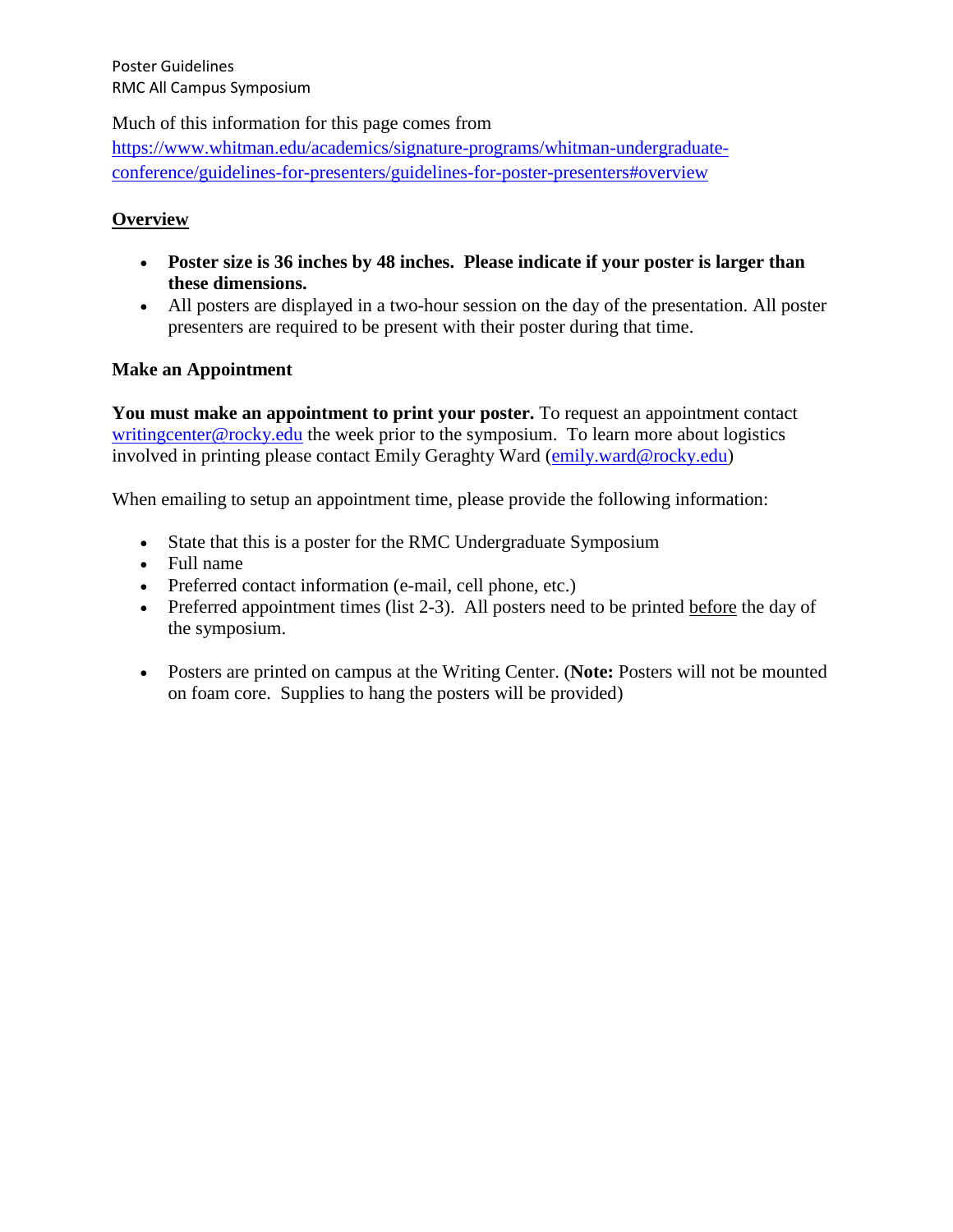Poster Guidelines
RMC All Campus Symposium

Much of this information for this page comes from
[https://www.whitman.edu/academics/signature-programs/whitman-undergraduate-conference/guidelines-for-presenters/guidelines-for-poster-presenters#overview](https://www.whitman.edu/academics/signature-programs/whitman-undergraduate-conference/guidelines-for-presenters/guidelines-for-poster-presenters#overview)

## Overview

- **Poster size is 36 inches by 48 inches. Please indicate if your poster is larger than these dimensions.**
- All posters are displayed in a two-hour session on the day of the presentation. All poster presenters are required to be present with their poster during that time.

## Make an Appointment

**You must make an appointment to print your poster.** To request an appointment contact [writingcenter@rocky.edu](mailto:writingcenter@rocky.edu) the week prior to the symposium. To learn more about logistics involved in printing please contact Emily Geraghty Ward ([emily.ward@rocky.edu](mailto:emily.ward@rocky.edu))

When emailing to setup an appointment time, please provide the following information:

- State that this is a poster for the RMC Undergraduate Symposium
- Full name
- Preferred contact information (e-mail, cell phone, etc.)
- Preferred appointment times (list 2-3). All posters need to be printed before the day of the symposium.

- Posters are printed on campus at the Writing Center. (**Note:** Posters will not be mounted on foam core. Supplies to hang the posters will be provided)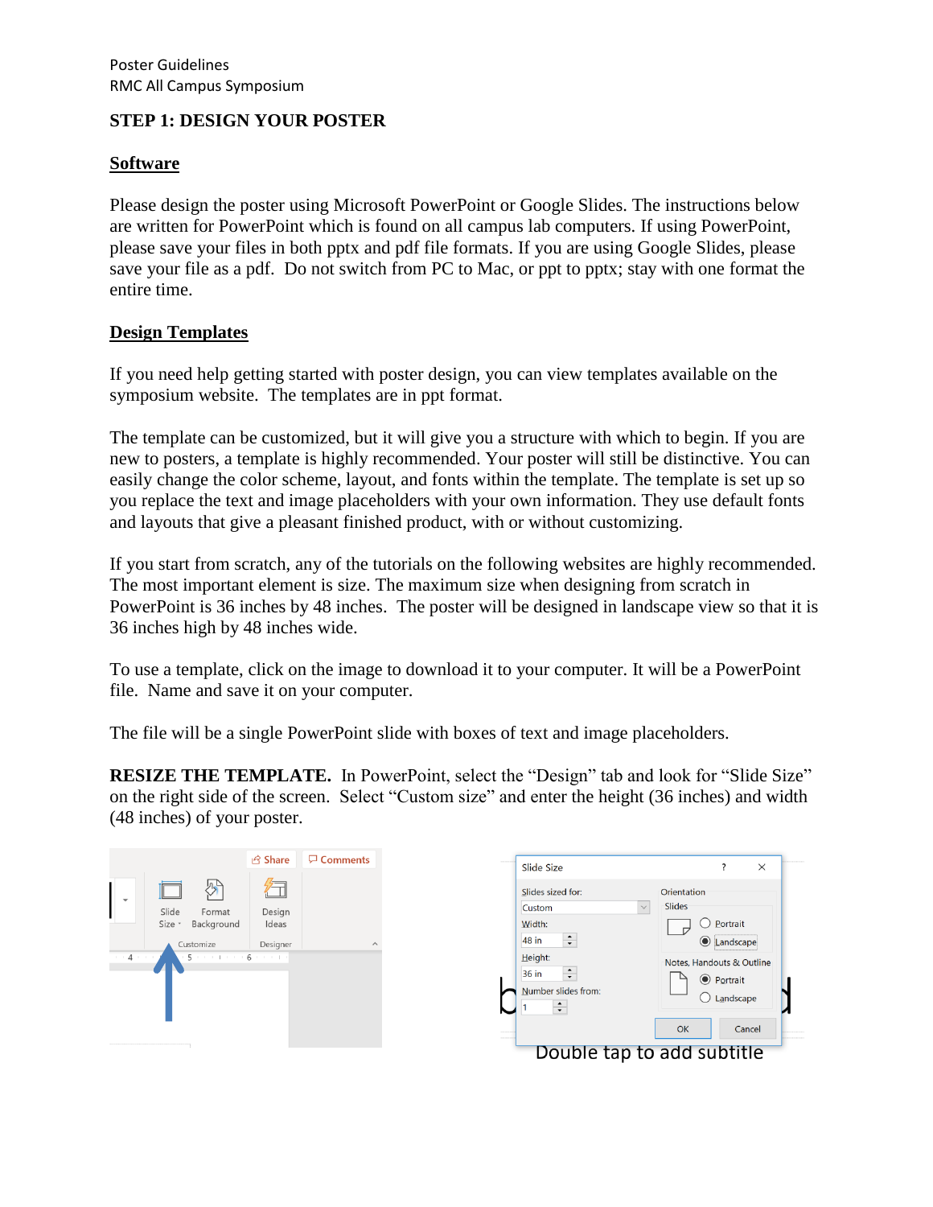## STEP 1: DESIGN YOUR POSTER

### Software

Please design the poster using Microsoft PowerPoint or Google Slides. The instructions below are written for PowerPoint which is found on all campus lab computers. If using PowerPoint, please save your files in both pptx and pdf file formats. If you are using Google Slides, please save your file as a pdf. Do not switch from PC to Mac, or ppt to pptx; stay with one format the entire time.

### Design Templates

If you need help getting started with poster design, you can view templates available on the symposium website. The templates are in ppt format.

The template can be customized, but it will give you a structure with which to begin. If you are new to posters, a template is highly recommended. Your poster will still be distinctive. You can easily change the color scheme, layout, and fonts within the template. The template is set up so you replace the text and image placeholders with your own information. They use default fonts and layouts that give a pleasant finished product, with or without customizing.

If you start from scratch, any of the tutorials on the following websites are highly recommended. The most important element is size. The maximum size when designing from scratch in PowerPoint is 36 inches by 48 inches. The poster will be designed in landscape view so that it is 36 inches high by 48 inches wide.

To use a template, click on the image to download it to your computer. It will be a PowerPoint file. Name and save it on your computer.

The file will be a single PowerPoint slide with boxes of text and image placeholders.

**RESIZE THE TEMPLATE.** In PowerPoint, select the "Design" tab and look for "Slide Size" on the right side of the screen. Select "Custom size" and enter the height (36 inches) and width (48 inches) of your poster.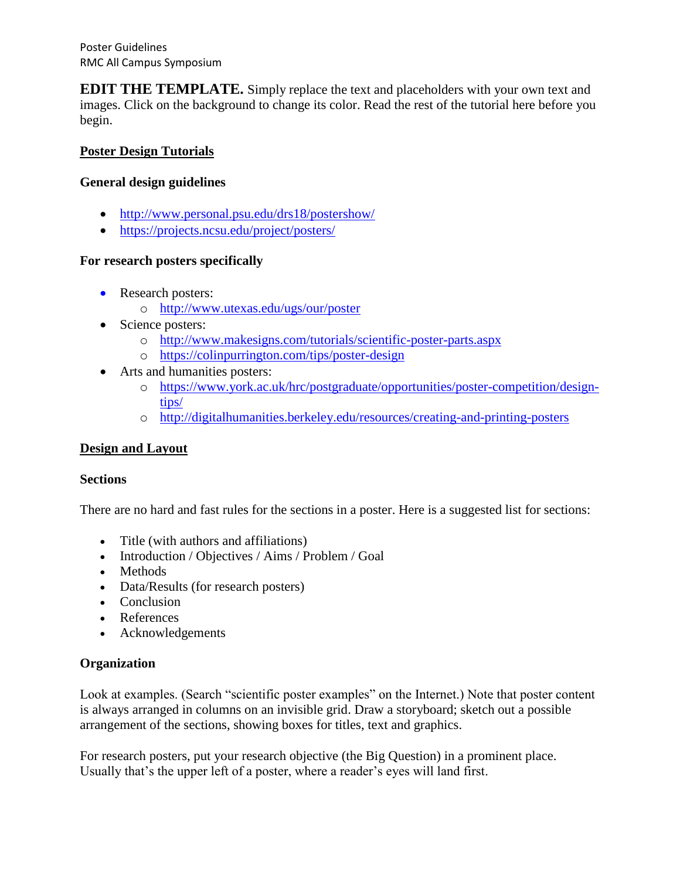Poster Guidelines
RMC All Campus Symposium

**EDIT THE TEMPLATE.** Simply replace the text and placeholders with your own text and images. Click on the background to change its color. Read the rest of the tutorial here before you begin.

## Poster Design Tutorials

### General design guidelines

- http://www.personal.psu.edu/drs18/postershow/
- https://projects.ncsu.edu/project/posters/

### For research posters specifically

- Research posters:
  - http://www.utexas.edu/ugs/our/poster
- Science posters:
  - http://www.makesigns.com/tutorials/scientific-poster-parts.aspx
  - https://colinpurrington.com/tips/poster-design
- Arts and humanities posters:
  - https://www.york.ac.uk/hrc/postgraduate/opportunities/poster-competition/design-tips/
  - http://digitalhumanities.berkeley.edu/resources/creating-and-printing-posters

## Design and Layout

### Sections

There are no hard and fast rules for the sections in a poster. Here is a suggested list for sections:

- Title (with authors and affiliations)
- Introduction / Objectives / Aims / Problem / Goal
- Methods
- Data/Results (for research posters)
- Conclusion
- References
- Acknowledgements

### Organization

Look at examples. (Search "scientific poster examples" on the Internet.) Note that poster content is always arranged in columns on an invisible grid. Draw a storyboard; sketch out a possible arrangement of the sections, showing boxes for titles, text and graphics.

For research posters, put your research objective (the Big Question) in a prominent place. Usually that's the upper left of a poster, where a reader's eyes will land first.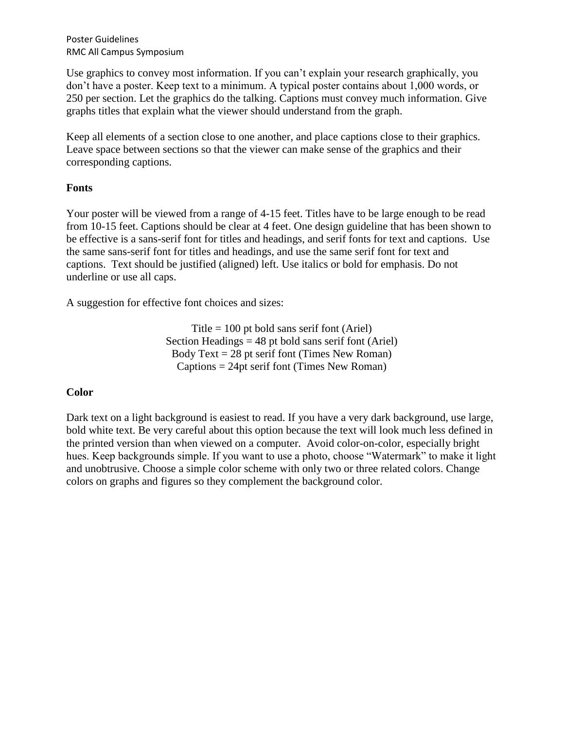Poster Guidelines
RMC All Campus Symposium

Use graphics to convey most information. If you can't explain your research graphically, you don't have a poster. Keep text to a minimum. A typical poster contains about 1,000 words, or 250 per section. Let the graphics do the talking. Captions must convey much information. Give graphs titles that explain what the viewer should understand from the graph.

Keep all elements of a section close to one another, and place captions close to their graphics. Leave space between sections so that the viewer can make sense of the graphics and their corresponding captions.

**Fonts**

Your poster will be viewed from a range of 4-15 feet. Titles have to be large enough to be read from 10-15 feet. Captions should be clear at 4 feet. One design guideline that has been shown to be effective is a sans-serif font for titles and headings, and serif fonts for text and captions. Use the same sans-serif font for titles and headings, and use the same serif font for text and captions. Text should be justified (aligned) left. Use italics or bold for emphasis. Do not underline or use all caps.

A suggestion for effective font choices and sizes:

Title = 100 pt bold sans serif font (Ariel)
Section Headings = 48 pt bold sans serif font (Ariel)
Body Text = 28 pt serif font (Times New Roman)
Captions = 24pt serif font (Times New Roman)

**Color**

Dark text on a light background is easiest to read. If you have a very dark background, use large, bold white text. Be very careful about this option because the text will look much less defined in the printed version than when viewed on a computer. Avoid color-on-color, especially bright hues. Keep backgrounds simple. If you want to use a photo, choose "Watermark" to make it light and unobtrusive. Choose a simple color scheme with only two or three related colors. Change colors on graphs and figures so they complement the background color.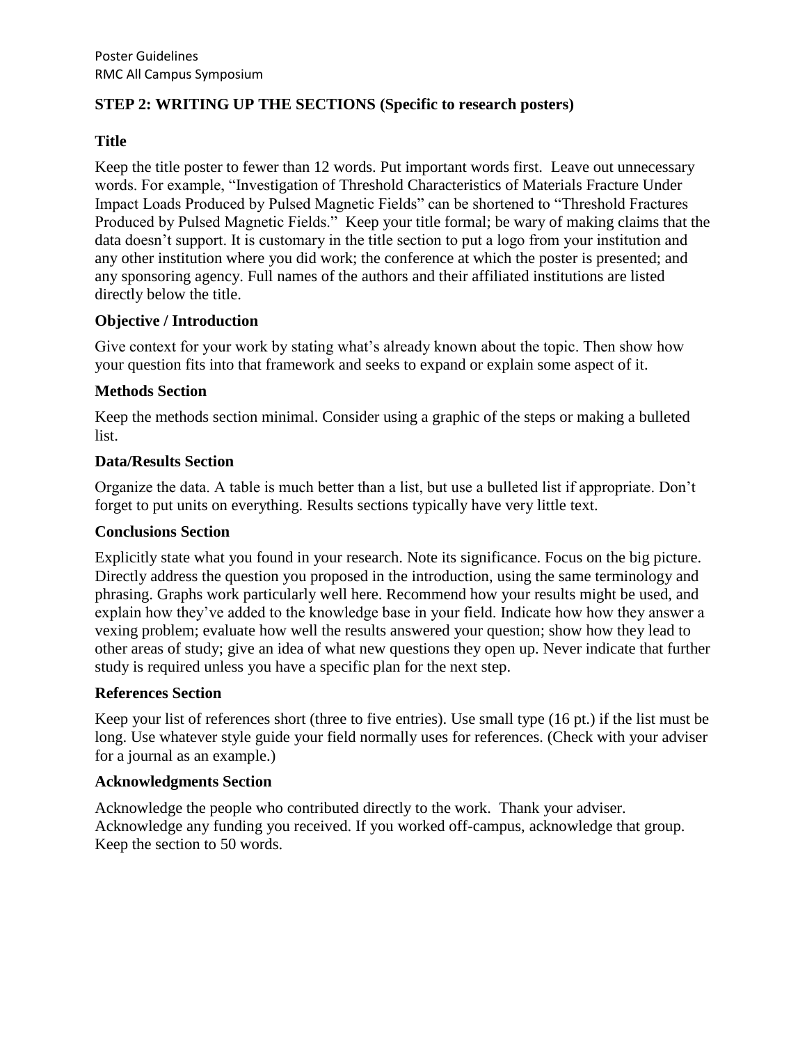## STEP 2: WRITING UP THE SECTIONS (Specific to research posters)

### Title

Keep the title poster to fewer than 12 words. Put important words first. Leave out unnecessary words. For example, "Investigation of Threshold Characteristics of Materials Fracture Under Impact Loads Produced by Pulsed Magnetic Fields" can be shortened to "Threshold Fractures Produced by Pulsed Magnetic Fields." Keep your title formal; be wary of making claims that the data doesn't support. It is customary in the title section to put a logo from your institution and any other institution where you did work; the conference at which the poster is presented; and any sponsoring agency. Full names of the authors and their affiliated institutions are listed directly below the title.

### Objective / Introduction

Give context for your work by stating what's already known about the topic. Then show how your question fits into that framework and seeks to expand or explain some aspect of it.

### Methods Section

Keep the methods section minimal. Consider using a graphic of the steps or making a bulleted list.

### Data/Results Section

Organize the data. A table is much better than a list, but use a bulleted list if appropriate. Don't forget to put units on everything. Results sections typically have very little text.

### Conclusions Section

Explicitly state what you found in your research. Note its significance. Focus on the big picture. Directly address the question you proposed in the introduction, using the same terminology and phrasing. Graphs work particularly well here. Recommend how your results might be used, and explain how they've added to the knowledge base in your field. Indicate how how they answer a vexing problem; evaluate how well the results answered your question; show how they lead to other areas of study; give an idea of what new questions they open up. Never indicate that further study is required unless you have a specific plan for the next step.

### References Section

Keep your list of references short (three to five entries). Use small type (16 pt.) if the list must be long. Use whatever style guide your field normally uses for references. (Check with your adviser for a journal as an example.)

### Acknowledgments Section

Acknowledge the people who contributed directly to the work. Thank your adviser. Acknowledge any funding you received. If you worked off-campus, acknowledge that group. Keep the section to 50 words.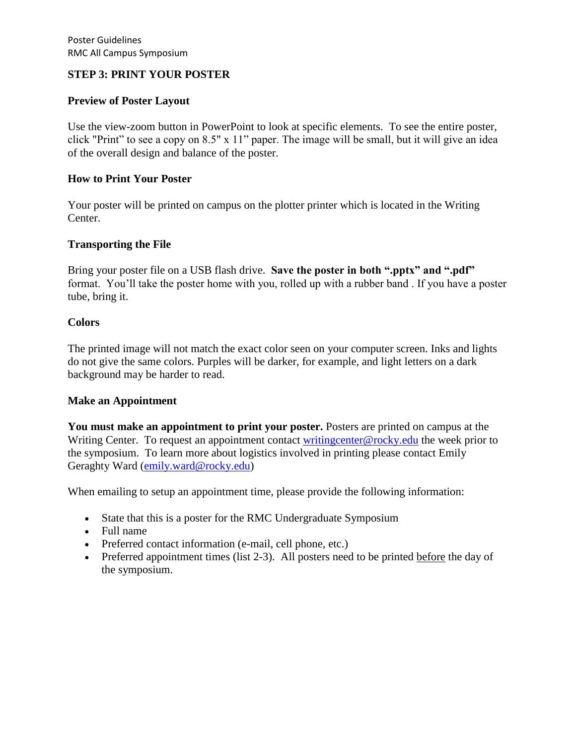## STEP 3: PRINT YOUR POSTER

### Preview of Poster Layout

Use the view-zoom button in PowerPoint to look at specific elements. To see the entire poster, click "Print" to see a copy on 8.5" x 11" paper. The image will be small, but it will give an idea of the overall design and balance of the poster.

### How to Print Your Poster

Your poster will be printed on campus on the plotter printer which is located in the Writing Center.

### Transporting the File

Bring your poster file on a USB flash drive. **Save the poster in both ".pptx" and ".pdf"** format. You'll take the poster home with you, rolled up with a rubber band . If you have a poster tube, bring it.

### Colors

The printed image will not match the exact color seen on your computer screen. Inks and lights do not give the same colors. Purples will be darker, for example, and light letters on a dark background may be harder to read.

### Make an Appointment

**You must make an appointment to print your poster.** Posters are printed on campus at the Writing Center. To request an appointment contact writingcenter@rocky.edu the week prior to the symposium. To learn more about logistics involved in printing please contact Emily Geraghty Ward (emily.ward@rocky.edu)

When emailing to setup an appointment time, please provide the following information:

- State that this is a poster for the RMC Undergraduate Symposium
- Full name
- Preferred contact information (e-mail, cell phone, etc.)
- Preferred appointment times (list 2-3). All posters need to be printed <u>before</u> the day of the symposium.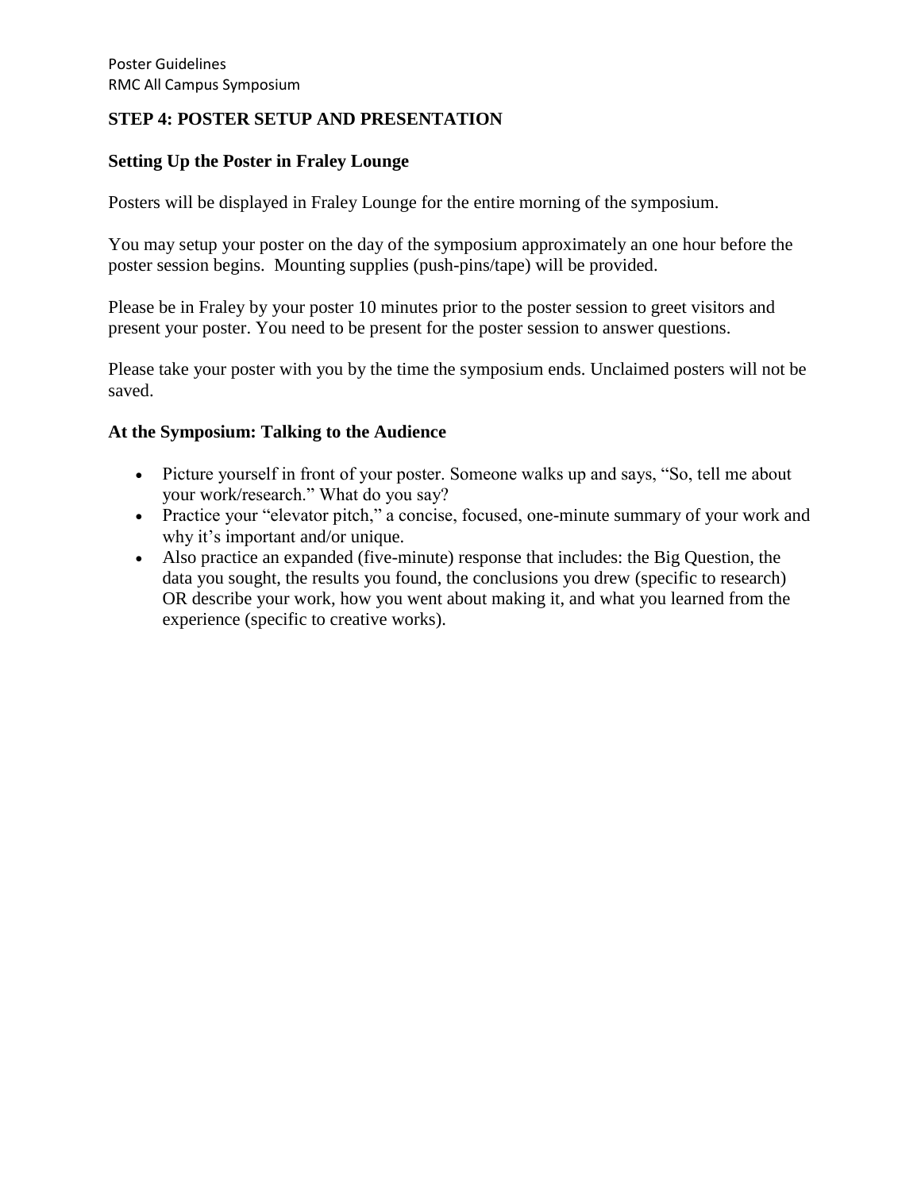## STEP 4: POSTER SETUP AND PRESENTATION

### Setting Up the Poster in Fraley Lounge

Posters will be displayed in Fraley Lounge for the entire morning of the symposium.

You may setup your poster on the day of the symposium approximately an one hour before the poster session begins. Mounting supplies (push-pins/tape) will be provided.

Please be in Fraley by your poster 10 minutes prior to the poster session to greet visitors and present your poster. You need to be present for the poster session to answer questions.

Please take your poster with you by the time the symposium ends. Unclaimed posters will not be saved.

### At the Symposium: Talking to the Audience

- Picture yourself in front of your poster. Someone walks up and says, "So, tell me about your work/research." What do you say?
- Practice your "elevator pitch," a concise, focused, one-minute summary of your work and why it's important and/or unique.
- Also practice an expanded (five-minute) response that includes: the Big Question, the data you sought, the results you found, the conclusions you drew (specific to research) OR describe your work, how you went about making it, and what you learned from the experience (specific to creative works).